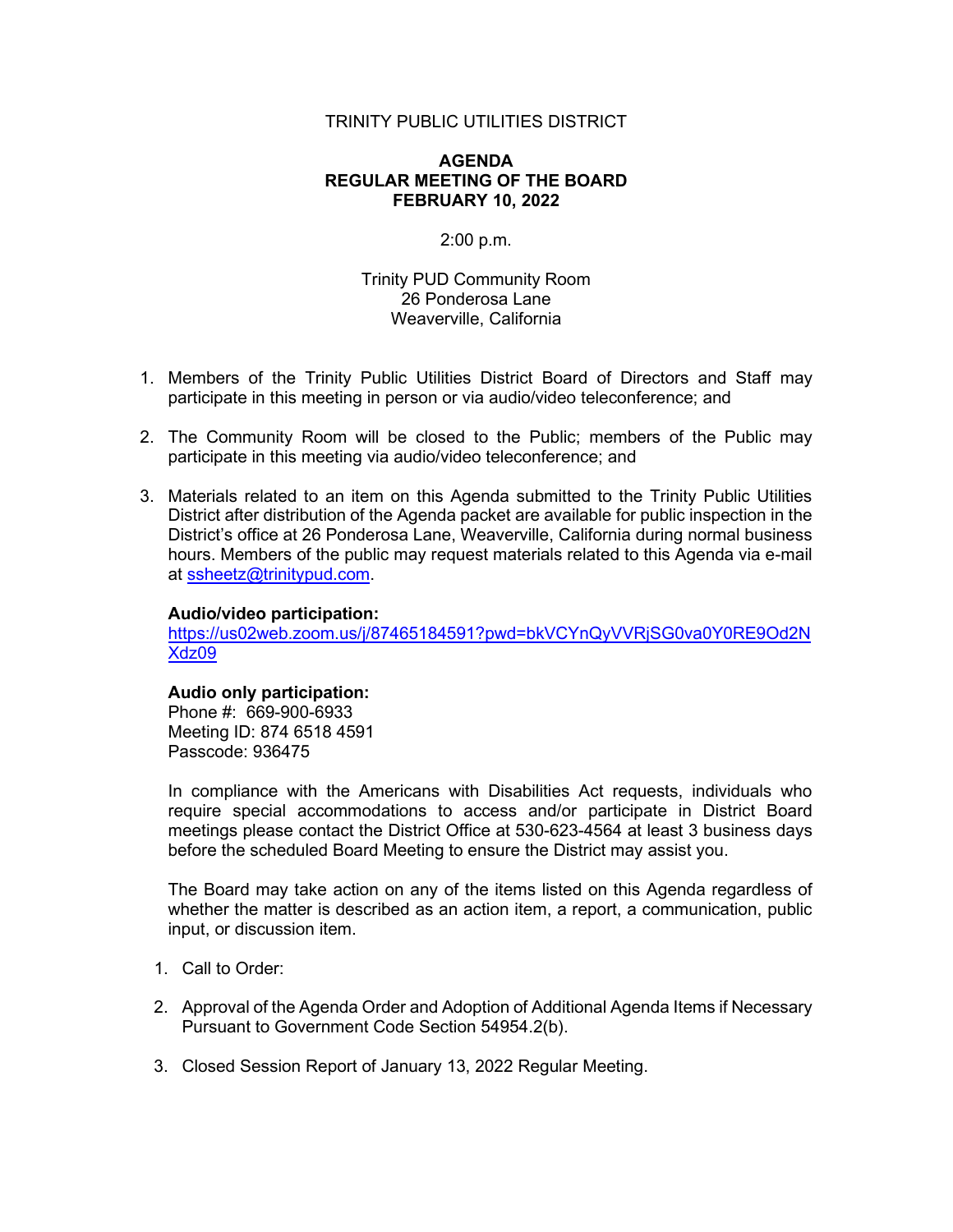TRINITY PUBLIC UTILITIES DISTRICT

**AGENDA**
**REGULAR MEETING OF THE BOARD**
**FEBRUARY 10, 2022**

2:00 p.m.

Trinity PUD Community Room
26 Ponderosa Lane
Weaverville, California

1. Members of the Trinity Public Utilities District Board of Directors and Staff may participate in this meeting in person or via audio/video teleconference; and

2. The Community Room will be closed to the Public; members of the Public may participate in this meeting via audio/video teleconference; and

3. Materials related to an item on this Agenda submitted to the Trinity Public Utilities District after distribution of the Agenda packet are available for public inspection in the District's office at 26 Ponderosa Lane, Weaverville, California during normal business hours. Members of the public may request materials related to this Agenda via e-mail at ssheetz@trinitypud.com.

   **Audio/video participation:**
   https://us02web.zoom.us/j/87465184591?pwd=bkVCYnQyVVRjSG0va0Y0RE9Od2NXdz09

   **Audio only participation:**
   Phone #: 669-900-6933
   Meeting ID: 874 6518 4591
   Passcode: 936475

   In compliance with the Americans with Disabilities Act requests, individuals who require special accommodations to access and/or participate in District Board meetings please contact the District Office at 530-623-4564 at least 3 business days before the scheduled Board Meeting to ensure the District may assist you.

   The Board may take action on any of the items listed on this Agenda regardless of whether the matter is described as an action item, a report, a communication, public input, or discussion item.

1. Call to Order:

2. Approval of the Agenda Order and Adoption of Additional Agenda Items if Necessary Pursuant to Government Code Section 54954.2(b).

3. Closed Session Report of January 13, 2022 Regular Meeting.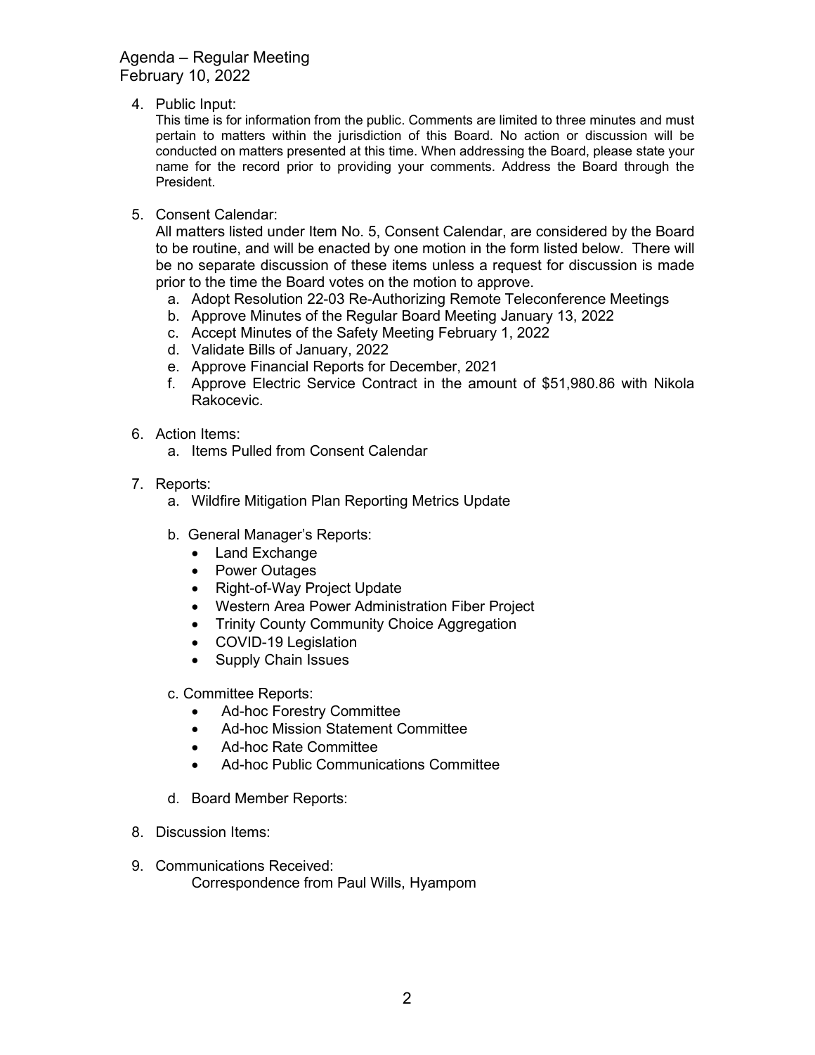Agenda – Regular Meeting
February 10, 2022

4. Public Input:
   This time is for information from the public. Comments are limited to three minutes and must pertain to matters within the jurisdiction of this Board. No action or discussion will be conducted on matters presented at this time. When addressing the Board, please state your name for the record prior to providing your comments. Address the Board through the President.

5. Consent Calendar:
   All matters listed under Item No. 5, Consent Calendar, are considered by the Board to be routine, and will be enacted by one motion in the form listed below. There will be no separate discussion of these items unless a request for discussion is made prior to the time the Board votes on the motion to approve.
   a. Adopt Resolution 22-03 Re-Authorizing Remote Teleconference Meetings
   b. Approve Minutes of the Regular Board Meeting January 13, 2022
   c. Accept Minutes of the Safety Meeting February 1, 2022
   d. Validate Bills of January, 2022
   e. Approve Financial Reports for December, 2021
   f. Approve Electric Service Contract in the amount of $51,980.86 with Nikola Rakocevic.

6. Action Items:
   a. Items Pulled from Consent Calendar

7. Reports:
   a. Wildfire Mitigation Plan Reporting Metrics Update

   b. General Manager's Reports:
      - Land Exchange
      - Power Outages
      - Right-of-Way Project Update
      - Western Area Power Administration Fiber Project
      - Trinity County Community Choice Aggregation
      - COVID-19 Legislation
      - Supply Chain Issues

   c. Committee Reports:
      - Ad-hoc Forestry Committee
      - Ad-hoc Mission Statement Committee
      - Ad-hoc Rate Committee
      - Ad-hoc Public Communications Committee

   d. Board Member Reports:

8. Discussion Items:

9. Communications Received:
   Correspondence from Paul Wills, Hyampom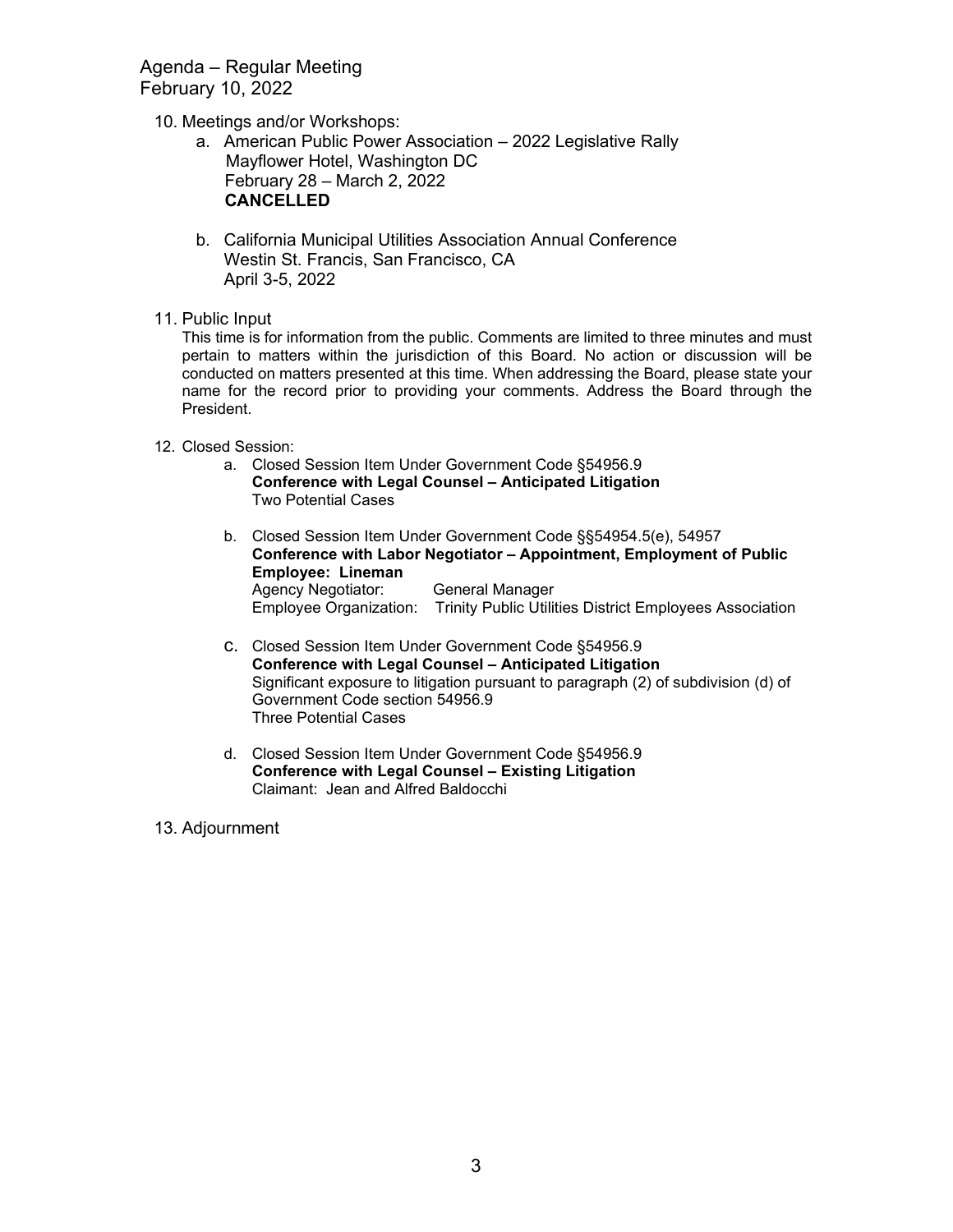10. Meetings and/or Workshops:
    a. American Public Power Association – 2022 Legislative Rally
       Mayflower Hotel, Washington DC
       February 28 – March 2, 2022
       **CANCELLED**

    b. California Municipal Utilities Association Annual Conference
       Westin St. Francis, San Francisco, CA
       April 3-5, 2022

11. Public Input
    This time is for information from the public. Comments are limited to three minutes and must pertain to matters within the jurisdiction of this Board. No action or discussion will be conducted on matters presented at this time. When addressing the Board, please state your name for the record prior to providing your comments. Address the Board through the President.

12. Closed Session:
    a. Closed Session Item Under Government Code §54956.9
       **Conference with Legal Counsel – Anticipated Litigation**
       Two Potential Cases

    b. Closed Session Item Under Government Code §§54954.5(e), 54957
       **Conference with Labor Negotiator – Appointment, Employment of Public Employee: Lineman**
       Agency Negotiator: General Manager
       Employee Organization: Trinity Public Utilities District Employees Association

    c. Closed Session Item Under Government Code §54956.9
       **Conference with Legal Counsel – Anticipated Litigation**
       Significant exposure to litigation pursuant to paragraph (2) of subdivision (d) of Government Code section 54956.9
       Three Potential Cases

    d. Closed Session Item Under Government Code §54956.9
       **Conference with Legal Counsel – Existing Litigation**
       Claimant: Jean and Alfred Baldocchi

13. Adjournment